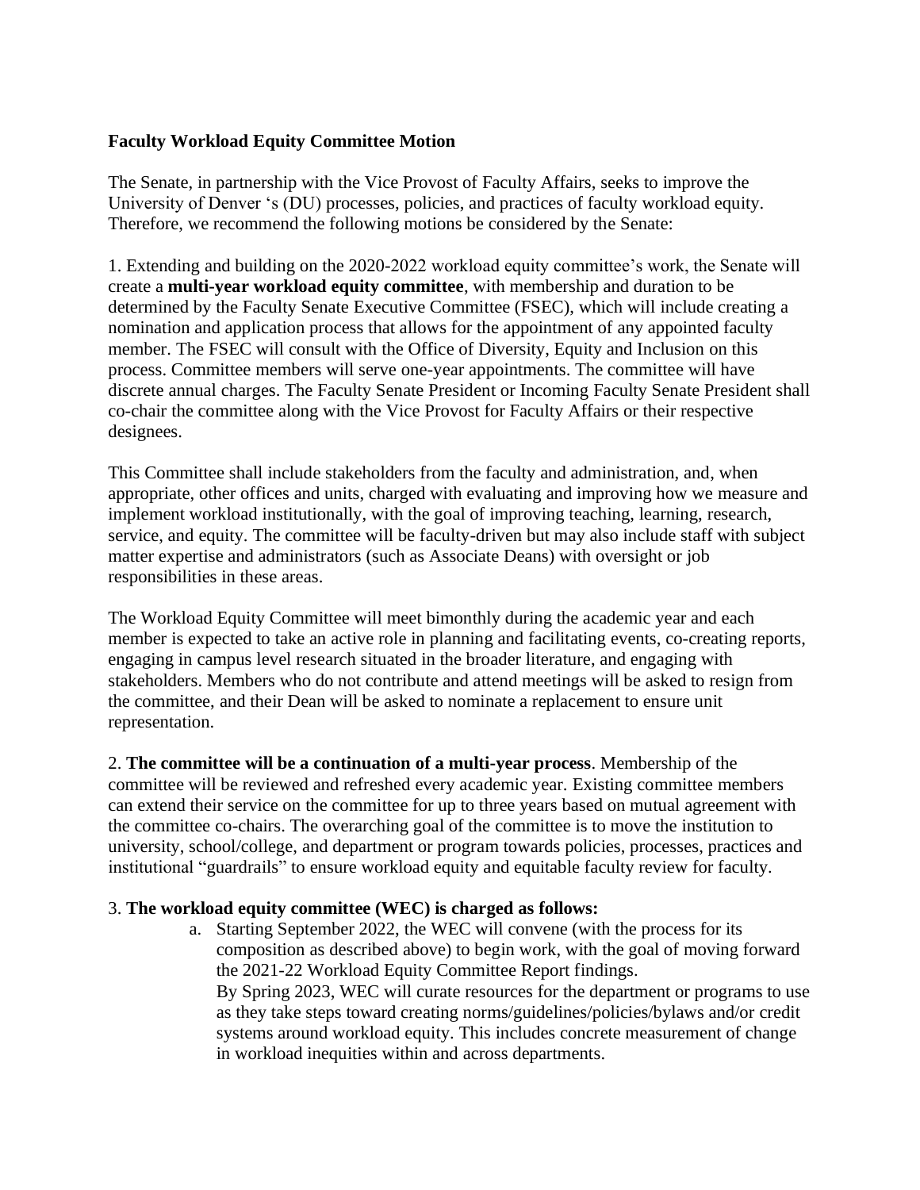**Faculty Workload Equity Committee Motion**

The Senate, in partnership with the Vice Provost of Faculty Affairs, seeks to improve the University of Denver 's (DU) processes, policies, and practices of faculty workload equity. Therefore, we recommend the following motions be considered by the Senate:

1. Extending and building on the 2020-2022 workload equity committee's work, the Senate will create a **multi-year workload equity committee**, with membership and duration to be determined by the Faculty Senate Executive Committee (FSEC), which will include creating a nomination and application process that allows for the appointment of any appointed faculty member. The FSEC will consult with the Office of Diversity, Equity and Inclusion on this process. Committee members will serve one-year appointments. The committee will have discrete annual charges. The Faculty Senate President or Incoming Faculty Senate President shall co-chair the committee along with the Vice Provost for Faculty Affairs or their respective designees.

This Committee shall include stakeholders from the faculty and administration, and, when appropriate, other offices and units, charged with evaluating and improving how we measure and implement workload institutionally, with the goal of improving teaching, learning, research, service, and equity. The committee will be faculty-driven but may also include staff with subject matter expertise and administrators (such as Associate Deans) with oversight or job responsibilities in these areas.

The Workload Equity Committee will meet bimonthly during the academic year and each member is expected to take an active role in planning and facilitating events, co-creating reports, engaging in campus level research situated in the broader literature, and engaging with stakeholders. Members who do not contribute and attend meetings will be asked to resign from the committee, and their Dean will be asked to nominate a replacement to ensure unit representation.

2. **The committee will be a continuation of a multi-year process**. Membership of the committee will be reviewed and refreshed every academic year. Existing committee members can extend their service on the committee for up to three years based on mutual agreement with the committee co-chairs. The overarching goal of the committee is to move the institution to university, school/college, and department or program towards policies, processes, practices and institutional "guardrails" to ensure workload equity and equitable faculty review for faculty.

3. **The workload equity committee (WEC) is charged as follows:**

   a. Starting September 2022, the WEC will convene (with the process for its composition as described above) to begin work, with the goal of moving forward the 2021-22 Workload Equity Committee Report findings.
   By Spring 2023, WEC will curate resources for the department or programs to use as they take steps toward creating norms/guidelines/policies/bylaws and/or credit systems around workload equity. This includes concrete measurement of change in workload inequities within and across departments.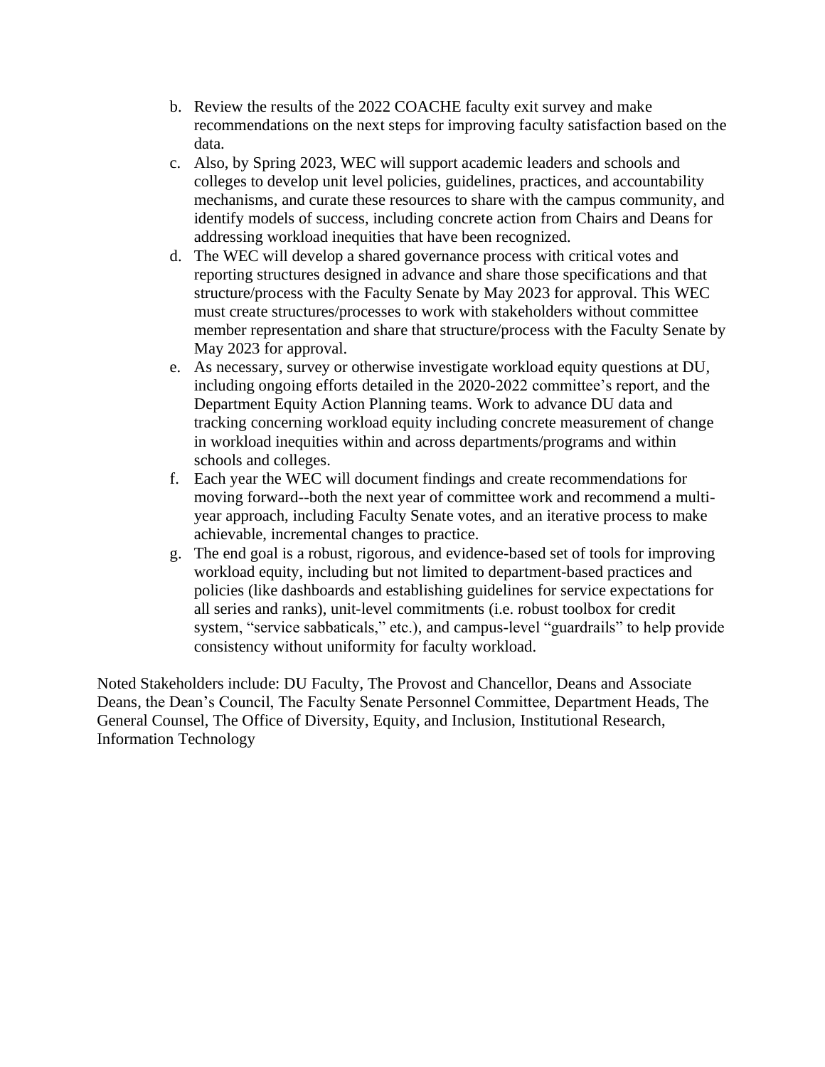b. Review the results of the 2022 COACHE faculty exit survey and make recommendations on the next steps for improving faculty satisfaction based on the data.
c. Also, by Spring 2023, WEC will support academic leaders and schools and colleges to develop unit level policies, guidelines, practices, and accountability mechanisms, and curate these resources to share with the campus community, and identify models of success, including concrete action from Chairs and Deans for addressing workload inequities that have been recognized.
d. The WEC will develop a shared governance process with critical votes and reporting structures designed in advance and share those specifications and that structure/process with the Faculty Senate by May 2023 for approval. This WEC must create structures/processes to work with stakeholders without committee member representation and share that structure/process with the Faculty Senate by May 2023 for approval.
e. As necessary, survey or otherwise investigate workload equity questions at DU, including ongoing efforts detailed in the 2020-2022 committee's report, and the Department Equity Action Planning teams. Work to advance DU data and tracking concerning workload equity including concrete measurement of change in workload inequities within and across departments/programs and within schools and colleges.
f. Each year the WEC will document findings and create recommendations for moving forward--both the next year of committee work and recommend a multi-year approach, including Faculty Senate votes, and an iterative process to make achievable, incremental changes to practice.
g. The end goal is a robust, rigorous, and evidence-based set of tools for improving workload equity, including but not limited to department-based practices and policies (like dashboards and establishing guidelines for service expectations for all series and ranks), unit-level commitments (i.e. robust toolbox for credit system, "service sabbaticals," etc.), and campus-level "guardrails" to help provide consistency without uniformity for faculty workload.

Noted Stakeholders include: DU Faculty, The Provost and Chancellor, Deans and Associate Deans, the Dean's Council, The Faculty Senate Personnel Committee, Department Heads, The General Counsel, The Office of Diversity, Equity, and Inclusion, Institutional Research, Information Technology